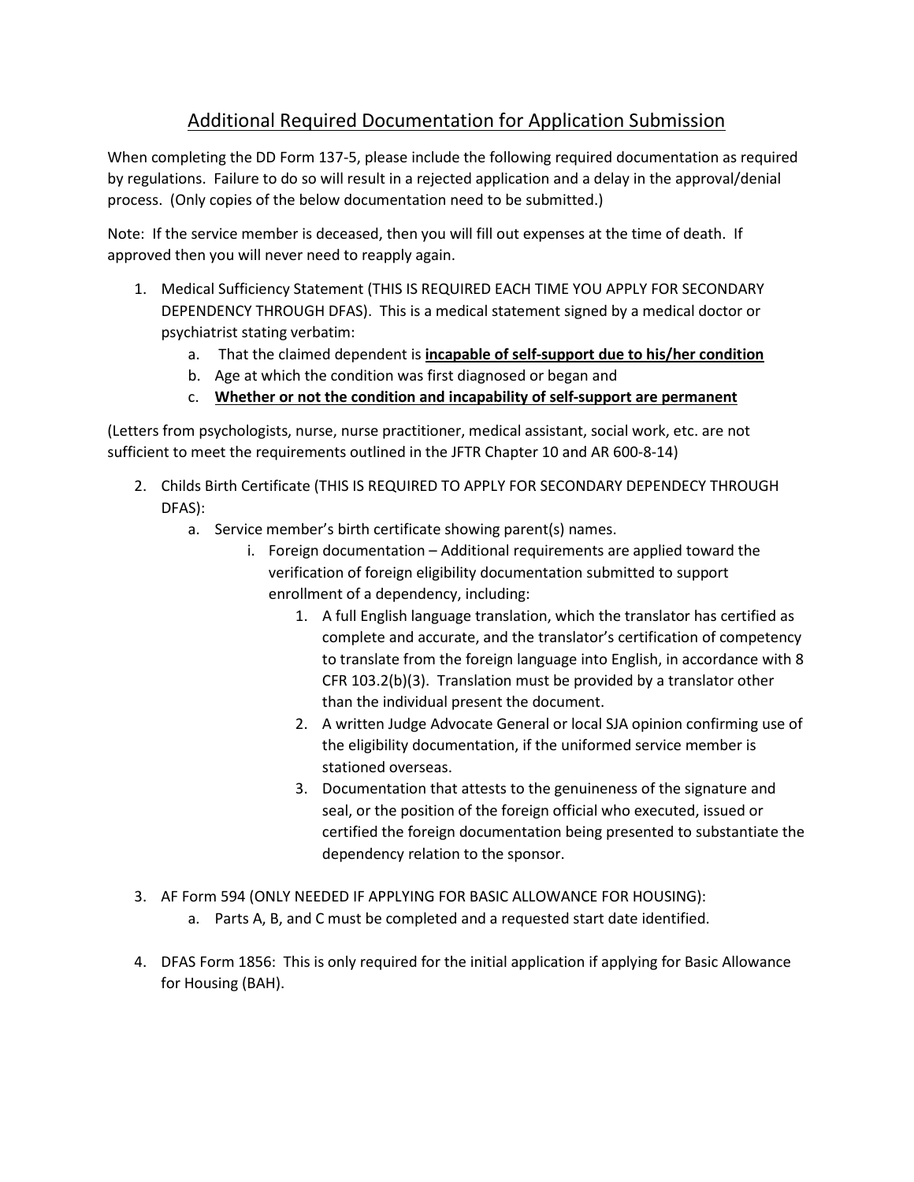# Additional Required Documentation for Application Submission

When completing the DD Form 137-5, please include the following required documentation as required by regulations. Failure to do so will result in a rejected application and a delay in the approval/denial process. (Only copies of the below documentation need to be submitted.)

Note: If the service member is deceased, then you will fill out expenses at the time of death. If approved then you will never need to reapply again.

1. Medical Sufficiency Statement (THIS IS REQUIRED EACH TIME YOU APPLY FOR SECONDARY DEPENDENCY THROUGH DFAS). This is a medical statement signed by a medical doctor or psychiatrist stating verbatim:
   a. That the claimed dependent is **incapable of self-support due to his/her condition**
   b. Age at which the condition was first diagnosed or began and
   c. **Whether or not the condition and incapability of self-support are permanent**

(Letters from psychologists, nurse, nurse practitioner, medical assistant, social work, etc. are not sufficient to meet the requirements outlined in the JFTR Chapter 10 and AR 600-8-14)

2. Childs Birth Certificate (THIS IS REQUIRED TO APPLY FOR SECONDARY DEPENDECY THROUGH DFAS):
   a. Service member's birth certificate showing parent(s) names.
      i. Foreign documentation – Additional requirements are applied toward the verification of foreign eligibility documentation submitted to support enrollment of a dependency, including:
         1. A full English language translation, which the translator has certified as complete and accurate, and the translator's certification of competency to translate from the foreign language into English, in accordance with 8 CFR 103.2(b)(3). Translation must be provided by a translator other than the individual present the document.
         2. A written Judge Advocate General or local SJA opinion confirming use of the eligibility documentation, if the uniformed service member is stationed overseas.
         3. Documentation that attests to the genuineness of the signature and seal, or the position of the foreign official who executed, issued or certified the foreign documentation being presented to substantiate the dependency relation to the sponsor.

3. AF Form 594 (ONLY NEEDED IF APPLYING FOR BASIC ALLOWANCE FOR HOUSING):
   a. Parts A, B, and C must be completed and a requested start date identified.

4. DFAS Form 1856: This is only required for the initial application if applying for Basic Allowance for Housing (BAH).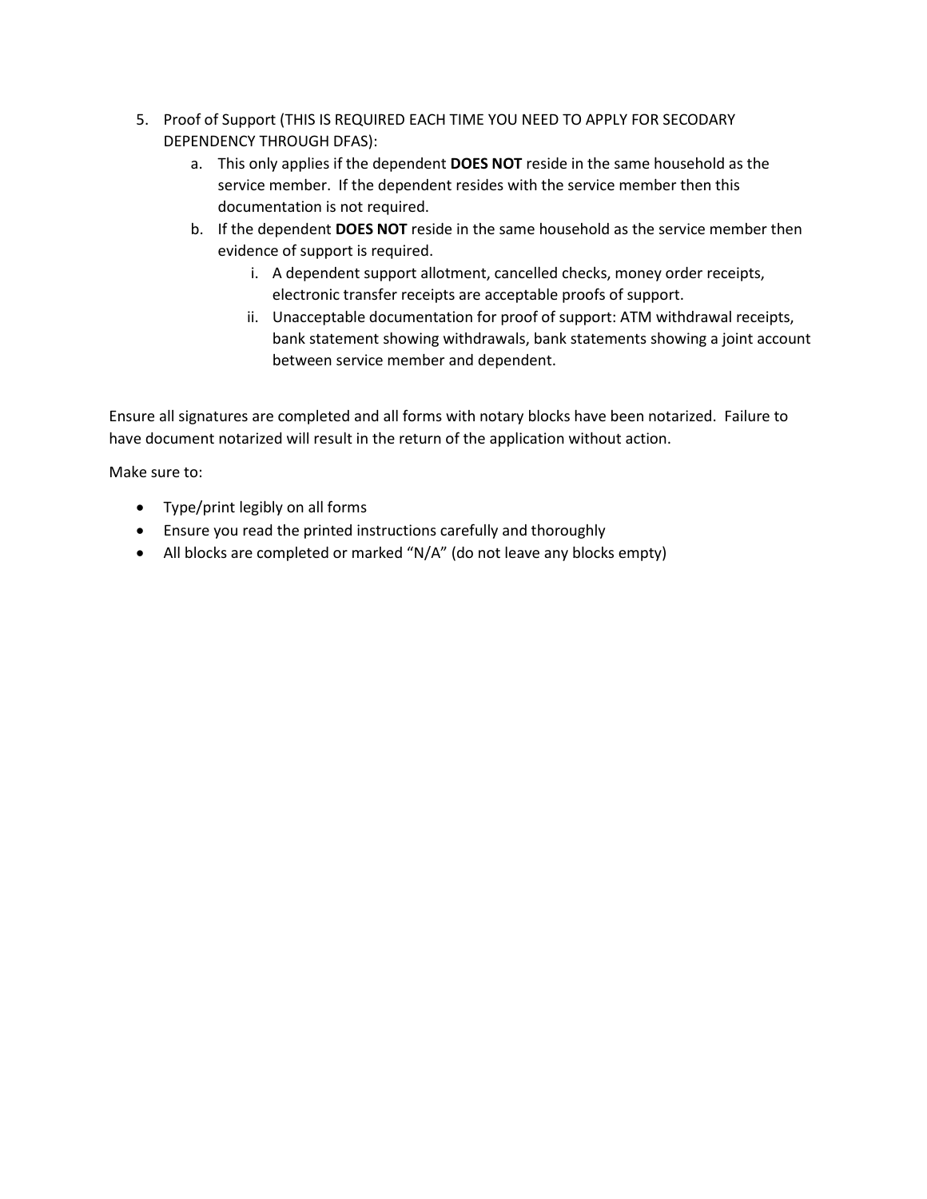5. Proof of Support (THIS IS REQUIRED EACH TIME YOU NEED TO APPLY FOR SECODARY DEPENDENCY THROUGH DFAS):
    a. This only applies if the dependent **DOES NOT** reside in the same household as the service member. If the dependent resides with the service member then this documentation is not required.
    b. If the dependent **DOES NOT** reside in the same household as the service member then evidence of support is required.
        i. A dependent support allotment, cancelled checks, money order receipts, electronic transfer receipts are acceptable proofs of support.
        ii. Unacceptable documentation for proof of support: ATM withdrawal receipts, bank statement showing withdrawals, bank statements showing a joint account between service member and dependent.

Ensure all signatures are completed and all forms with notary blocks have been notarized. Failure to have document notarized will result in the return of the application without action.

Make sure to:

- Type/print legibly on all forms
- Ensure you read the printed instructions carefully and thoroughly
- All blocks are completed or marked "N/A" (do not leave any blocks empty)